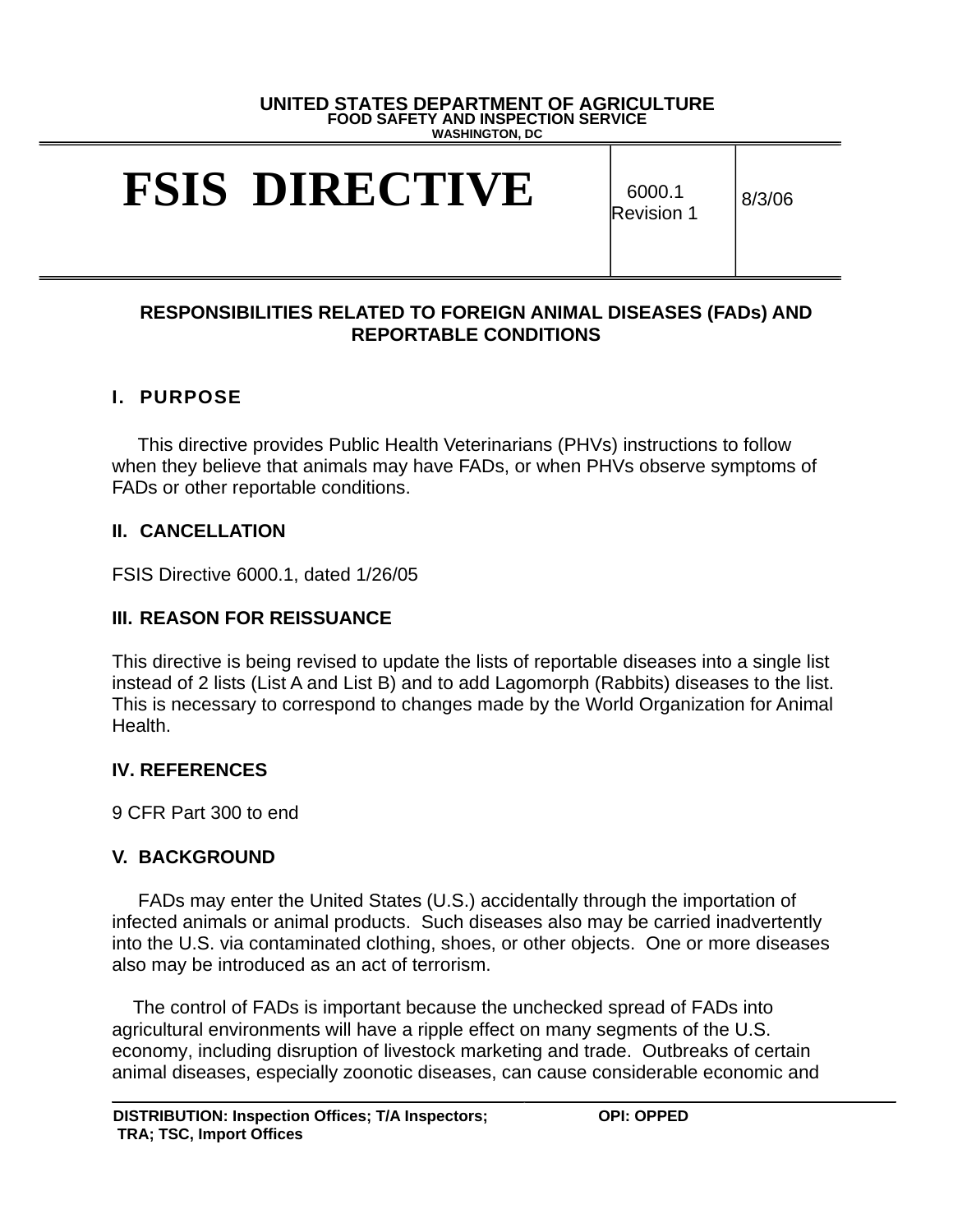UNITED STATES DEPARTMENT OF AGRICULTURE
FOOD SAFETY AND INSPECTION SERVICE
WASHINGTON, DC

| FSIS DIRECTIVE | 6000.1 Revision 1 | 8/3/06 |
|---|---|---|

# RESPONSIBILITIES RELATED TO FOREIGN ANIMAL DISEASES (FADs) AND REPORTABLE CONDITIONS

## I. PURPOSE

This directive provides Public Health Veterinarians (PHVs) instructions to follow when they believe that animals may have FADs, or when PHVs observe symptoms of FADs or other reportable conditions.

## II. CANCELLATION

FSIS Directive 6000.1, dated 1/26/05

## III. REASON FOR REISSUANCE

This directive is being revised to update the lists of reportable diseases into a single list instead of 2 lists (List A and List B) and to add Lagomorph (Rabbits) diseases to the list. This is necessary to correspond to changes made by the World Organization for Animal Health.

## IV. REFERENCES

9 CFR Part 300 to end

## V. BACKGROUND

FADs may enter the United States (U.S.) accidentally through the importation of infected animals or animal products. Such diseases also may be carried inadvertently into the U.S. via contaminated clothing, shoes, or other objects. One or more diseases also may be introduced as an act of terrorism.

The control of FADs is important because the unchecked spread of FADs into agricultural environments will have a ripple effect on many segments of the U.S. economy, including disruption of livestock marketing and trade. Outbreaks of certain animal diseases, especially zoonotic diseases, can cause considerable economic and

DISTRIBUTION: Inspection Offices; T/A Inspectors; TRA; TSC, Import Offices

OPI: OPPED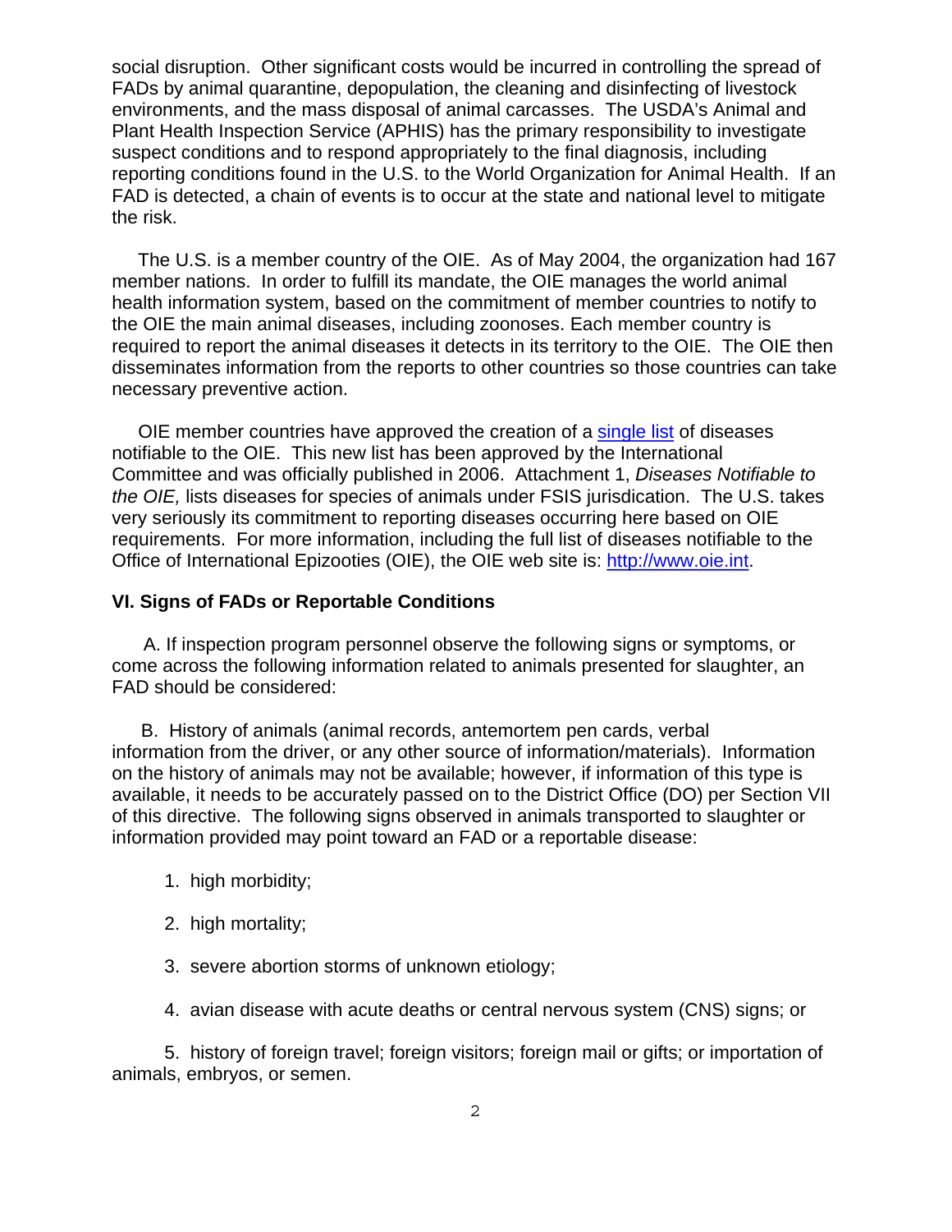social disruption. Other significant costs would be incurred in controlling the spread of FADs by animal quarantine, depopulation, the cleaning and disinfecting of livestock environments, and the mass disposal of animal carcasses. The USDA's Animal and Plant Health Inspection Service (APHIS) has the primary responsibility to investigate suspect conditions and to respond appropriately to the final diagnosis, including reporting conditions found in the U.S. to the World Organization for Animal Health. If an FAD is detected, a chain of events is to occur at the state and national level to mitigate the risk.

The U.S. is a member country of the OIE. As of May 2004, the organization had 167 member nations. In order to fulfill its mandate, the OIE manages the world animal health information system, based on the commitment of member countries to notify to the OIE the main animal diseases, including zoonoses. Each member country is required to report the animal diseases it detects in its territory to the OIE. The OIE then disseminates information from the reports to other countries so those countries can take necessary preventive action.

OIE member countries have approved the creation of a single list of diseases notifiable to the OIE. This new list has been approved by the International Committee and was officially published in 2006. Attachment 1, *Diseases Notifiable to the OIE,* lists diseases for species of animals under FSIS jurisdication. The U.S. takes very seriously its commitment to reporting diseases occurring here based on OIE requirements. For more information, including the full list of diseases notifiable to the Office of International Epizooties (OIE), the OIE web site is: http://www.oie.int.

## VI. Signs of FADs or Reportable Conditions

A. If inspection program personnel observe the following signs or symptoms, or come across the following information related to animals presented for slaughter, an FAD should be considered:

B. History of animals (animal records, antemortem pen cards, verbal information from the driver, or any other source of information/materials). Information on the history of animals may not be available; however, if information of this type is available, it needs to be accurately passed on to the District Office (DO) per Section VII of this directive. The following signs observed in animals transported to slaughter or information provided may point toward an FAD or a reportable disease:

1. high morbidity;

2. high mortality;

3. severe abortion storms of unknown etiology;

4. avian disease with acute deaths or central nervous system (CNS) signs; or

5. history of foreign travel; foreign visitors; foreign mail or gifts; or importation of animals, embryos, or semen.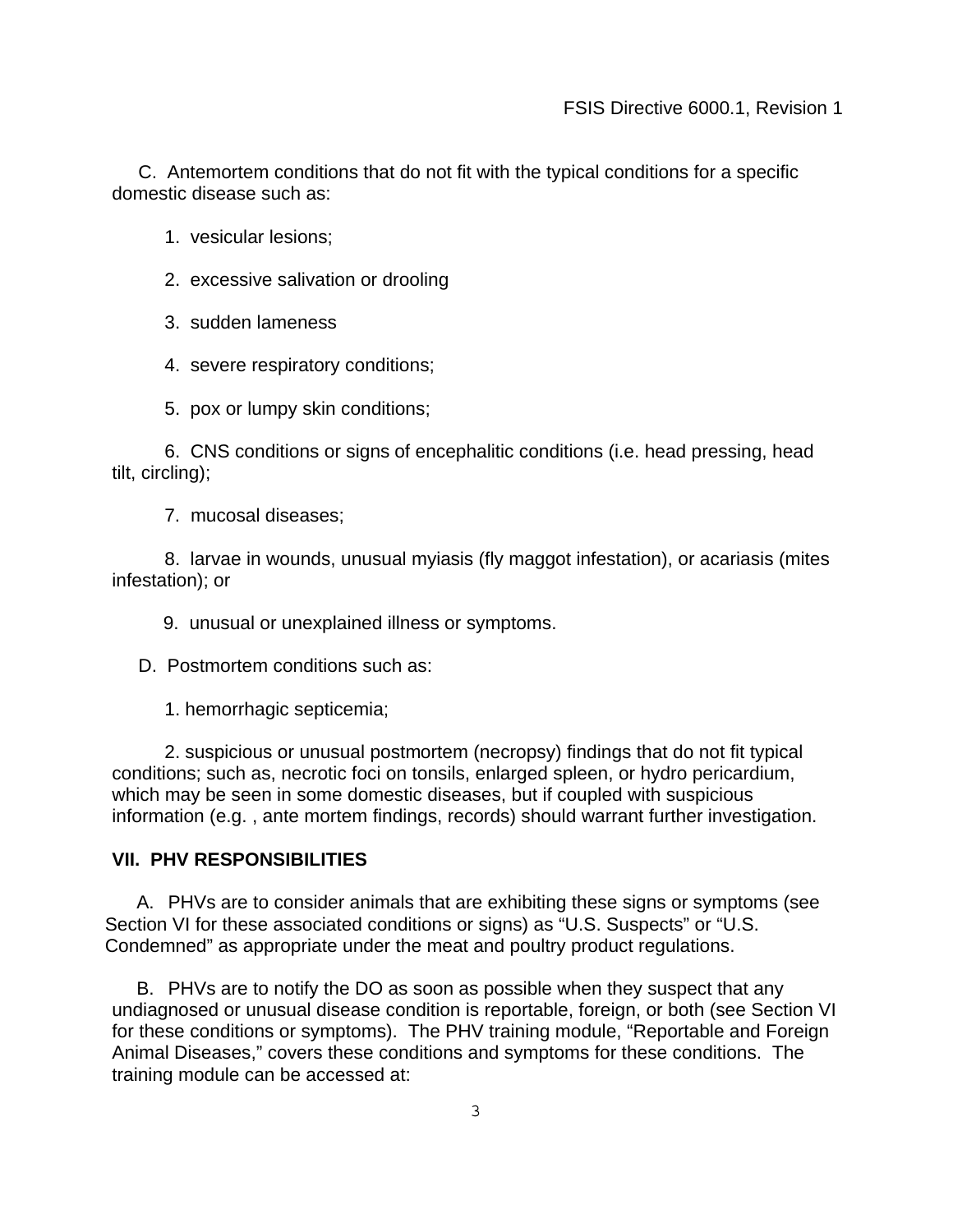C. Antemortem conditions that do not fit with the typical conditions for a specific domestic disease such as:

1. vesicular lesions;

2. excessive salivation or drooling

3. sudden lameness

4. severe respiratory conditions;

5. pox or lumpy skin conditions;

6. CNS conditions or signs of encephalitic conditions (i.e. head pressing, head tilt, circling);

7. mucosal diseases;

8. larvae in wounds, unusual myiasis (fly maggot infestation), or acariasis (mites infestation); or

9. unusual or unexplained illness or symptoms.

D. Postmortem conditions such as:

1. hemorrhagic septicemia;

2. suspicious or unusual postmortem (necropsy) findings that do not fit typical conditions; such as, necrotic foci on tonsils, enlarged spleen, or hydro pericardium, which may be seen in some domestic diseases, but if coupled with suspicious information (e.g. , ante mortem findings, records) should warrant further investigation.

## VII. PHV RESPONSIBILITIES

A. PHVs are to consider animals that are exhibiting these signs or symptoms (see Section VI for these associated conditions or signs) as “U.S. Suspects” or “U.S. Condemned” as appropriate under the meat and poultry product regulations.

B. PHVs are to notify the DO as soon as possible when they suspect that any undiagnosed or unusual disease condition is reportable, foreign, or both (see Section VI for these conditions or symptoms). The PHV training module, “Reportable and Foreign Animal Diseases,” covers these conditions and symptoms for these conditions. The training module can be accessed at: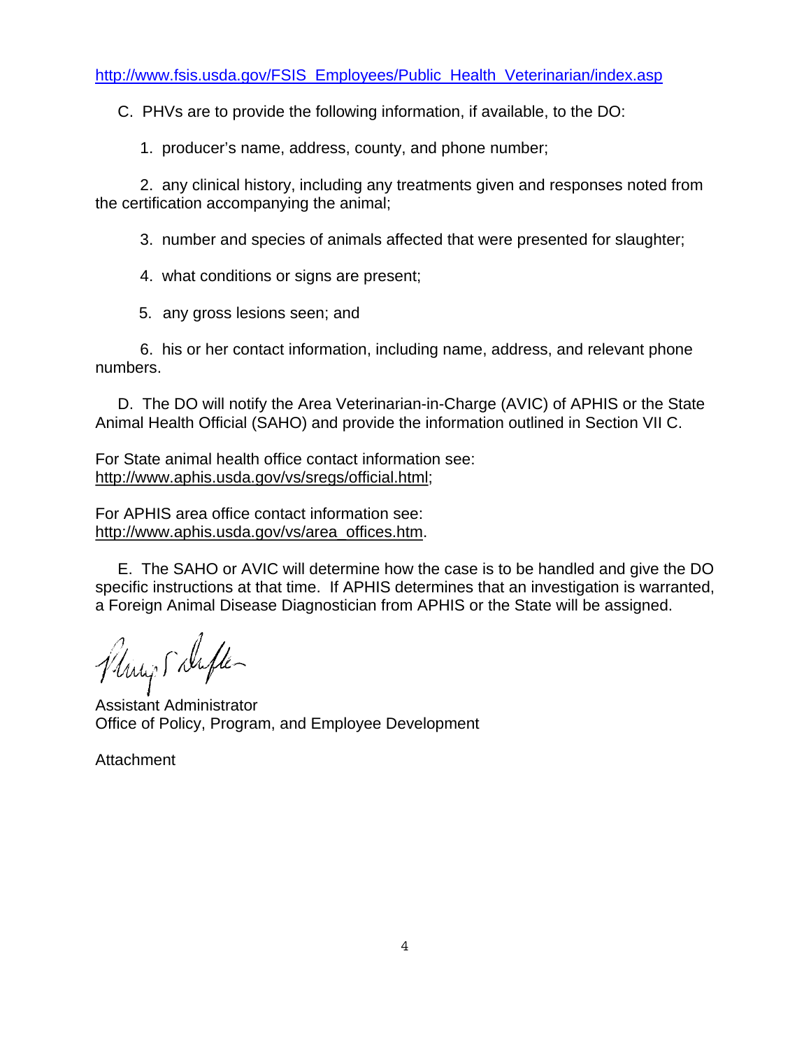http://www.fsis.usda.gov/FSIS_Employees/Public_Health_Veterinarian/index.asp

C. PHVs are to provide the following information, if available, to the DO:

1. producer's name, address, county, and phone number;

2. any clinical history, including any treatments given and responses noted from the certification accompanying the animal;

3. number and species of animals affected that were presented for slaughter;

4. what conditions or signs are present;

5. any gross lesions seen; and

6. his or her contact information, including name, address, and relevant phone numbers.

D. The DO will notify the Area Veterinarian-in-Charge (AVIC) of APHIS or the State Animal Health Official (SAHO) and provide the information outlined in Section VII C.

For State animal health office contact information see:
http://www.aphis.usda.gov/vs/sregs/official.html;

For APHIS area office contact information see:
http://www.aphis.usda.gov/vs/area_offices.htm.

E. The SAHO or AVIC will determine how the case is to be handled and give the DO specific instructions at that time. If APHIS determines that an investigation is warranted, a Foreign Animal Disease Diagnostician from APHIS or the State will be assigned.

Assistant Administrator
Office of Policy, Program, and Employee Development

Attachment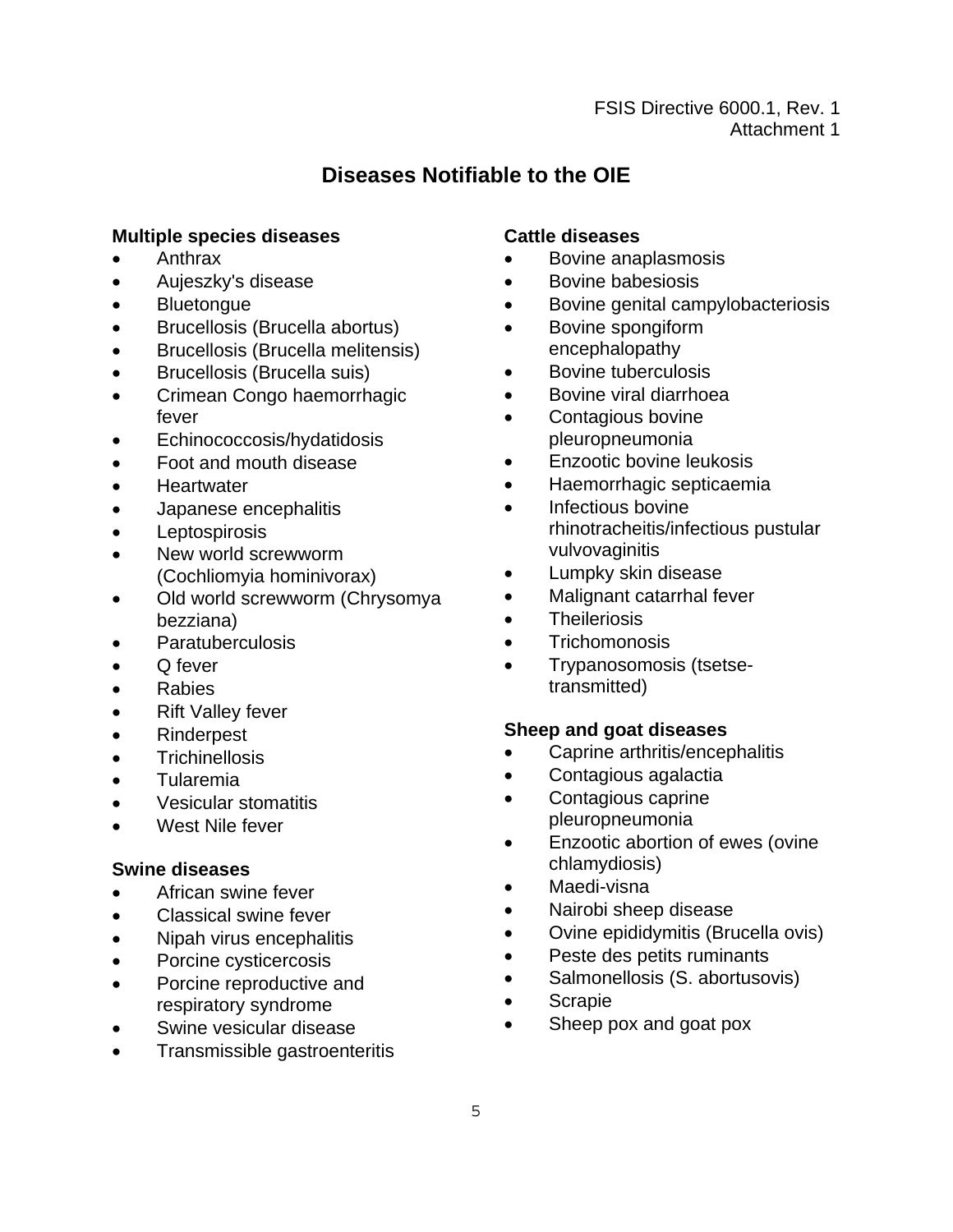FSIS Directive 6000.1, Rev. 1
Attachment 1

# Diseases Notifiable to the OIE

**Multiple species diseases**

- Anthrax
- Aujeszky's disease
- Bluetongue
- Brucellosis (Brucella abortus)
- Brucellosis (Brucella melitensis)
- Brucellosis (Brucella suis)
- Crimean Congo haemorrhagic fever
- Echinococcosis/hydatidosis
- Foot and mouth disease
- Heartwater
- Japanese encephalitis
- Leptospirosis
- New world screwworm (Cochliomyia hominivorax)
- Old world screwworm (Chrysomya bezziana)
- Paratuberculosis
- Q fever
- Rabies
- Rift Valley fever
- Rinderpest
- Trichinellosis
- Tularemia
- Vesicular stomatitis
- West Nile fever

**Swine diseases**

- African swine fever
- Classical swine fever
- Nipah virus encephalitis
- Porcine cysticercosis
- Porcine reproductive and respiratory syndrome
- Swine vesicular disease
- Transmissible gastroenteritis

**Cattle diseases**

- Bovine anaplasmosis
- Bovine babesiosis
- Bovine genital campylobacteriosis
- Bovine spongiform encephalopathy
- Bovine tuberculosis
- Bovine viral diarrhoea
- Contagious bovine pleuropneumonia
- Enzootic bovine leukosis
- Haemorrhagic septicaemia
- Infectious bovine rhinotracheitis/infectious pustular vulvovaginitis
- Lumpky skin disease
- Malignant catarrhal fever
- Theileriosis
- Trichomonosis
- Trypanosomosis (tsetse-transmitted)

**Sheep and goat diseases**

- Caprine arthritis/encephalitis
- Contagious agalactia
- Contagious caprine pleuropneumonia
- Enzootic abortion of ewes (ovine chlamydiosis)
- Maedi-visna
- Nairobi sheep disease
- Ovine epididymitis (Brucella ovis)
- Peste des petits ruminants
- Salmonellosis (S. abortusovis)
- Scrapie
- Sheep pox and goat pox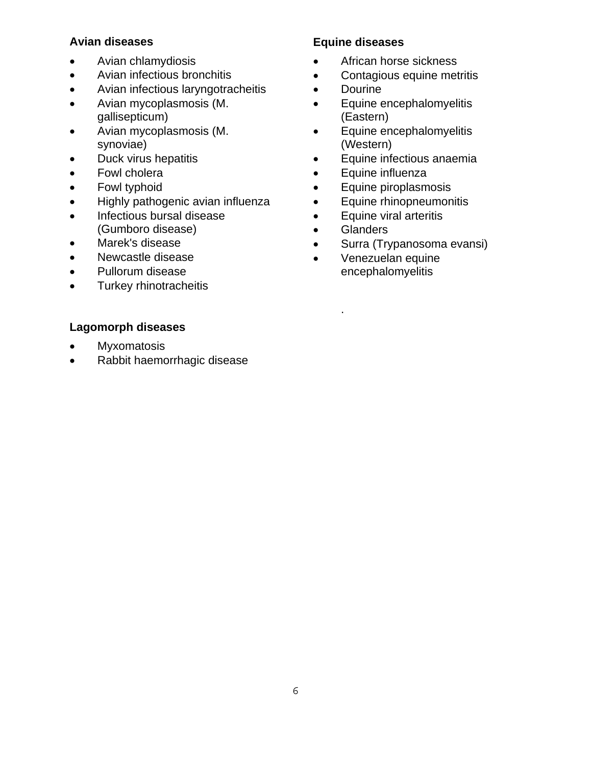**Avian diseases**

- Avian chlamydiosis
- Avian infectious bronchitis
- Avian infectious laryngotracheitis
- Avian mycoplasmosis (M. gallisepticum)
- Avian mycoplasmosis (M. synoviae)
- Duck virus hepatitis
- Fowl cholera
- Fowl typhoid
- Highly pathogenic avian influenza
- Infectious bursal disease (Gumboro disease)
- Marek's disease
- Newcastle disease
- Pullorum disease
- Turkey rhinotracheitis

**Lagomorph diseases**

- Myxomatosis
- Rabbit haemorrhagic disease

**Equine diseases**

- African horse sickness
- Contagious equine metritis
- Dourine
- Equine encephalomyelitis (Eastern)
- Equine encephalomyelitis (Western)
- Equine infectious anaemia
- Equine influenza
- Equine piroplasmosis
- Equine rhinopneumonitis
- Equine viral arteritis
- Glanders
- Surra (Trypanosoma evansi)
- Venezuelan equine encephalomyelitis

.